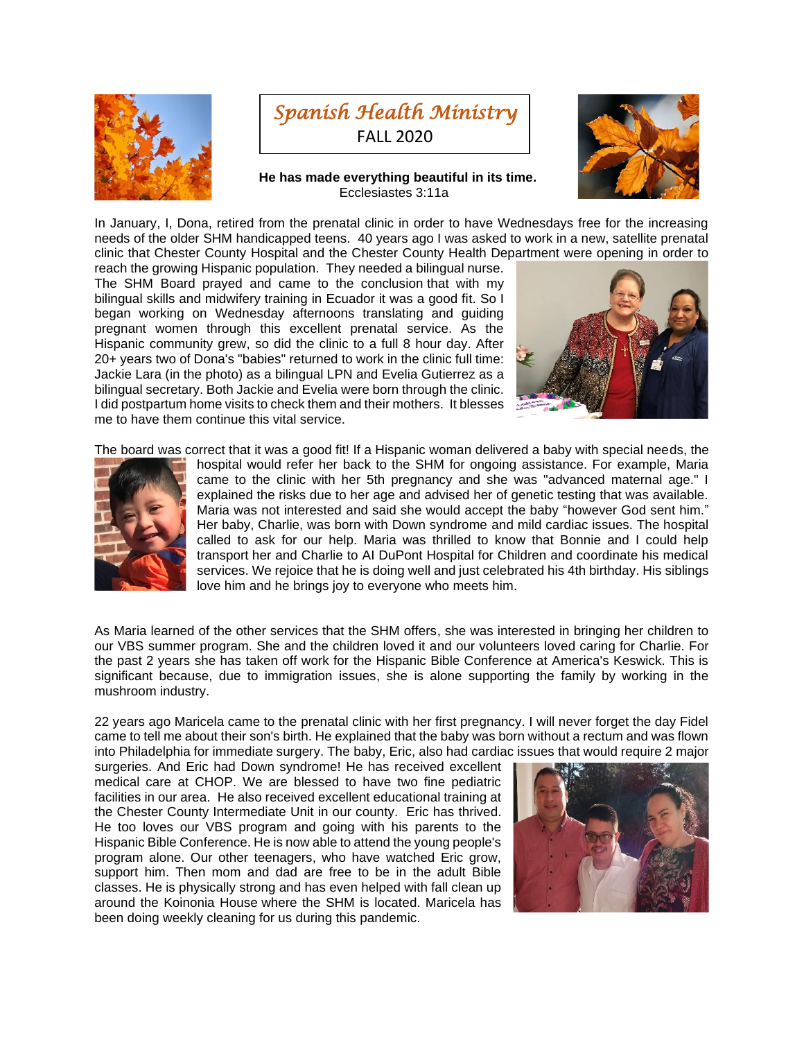# *Spanish Health Ministry*

FALL 2020

**He has made everything beautiful in its time.**
Ecclesiastes 3:11a

In January, I, Dona, retired from the prenatal clinic in order to have Wednesdays free for the increasing needs of the older SHM handicapped teens. 40 years ago I was asked to work in a new, satellite prenatal clinic that Chester County Hospital and the Chester County Health Department were opening in order to reach the growing Hispanic population. They needed a bilingual nurse. The SHM Board prayed and came to the conclusion that with my bilingual skills and midwifery training in Ecuador it was a good fit. So I began working on Wednesday afternoons translating and guiding pregnant women through this excellent prenatal service. As the Hispanic community grew, so did the clinic to a full 8 hour day. After 20+ years two of Dona's "babies" returned to work in the clinic full time: Jackie Lara (in the photo) as a bilingual LPN and Evelia Gutierrez as a bilingual secretary. Both Jackie and Evelia were born through the clinic. I did postpartum home visits to check them and their mothers. It blesses me to have them continue this vital service.

The board was correct that it was a good fit! If a Hispanic woman delivered a baby with special needs, the hospital would refer her back to the SHM for ongoing assistance. For example, Maria came to the clinic with her 5th pregnancy and she was "advanced maternal age." I explained the risks due to her age and advised her of genetic testing that was available. Maria was not interested and said she would accept the baby "however God sent him." Her baby, Charlie, was born with Down syndrome and mild cardiac issues. The hospital called to ask for our help. Maria was thrilled to know that Bonnie and I could help transport her and Charlie to Al DuPont Hospital for Children and coordinate his medical services. We rejoice that he is doing well and just celebrated his 4th birthday. His siblings love him and he brings joy to everyone who meets him.

As Maria learned of the other services that the SHM offers, she was interested in bringing her children to our VBS summer program. She and the children loved it and our volunteers loved caring for Charlie. For the past 2 years she has taken off work for the Hispanic Bible Conference at America's Keswick. This is significant because, due to immigration issues, she is alone supporting the family by working in the mushroom industry.

22 years ago Maricela came to the prenatal clinic with her first pregnancy. I will never forget the day Fidel came to tell me about their son's birth. He explained that the baby was born without a rectum and was flown into Philadelphia for immediate surgery. The baby, Eric, also had cardiac issues that would require 2 major surgeries. And Eric had Down syndrome! He has received excellent medical care at CHOP. We are blessed to have two fine pediatric facilities in our area. He also received excellent educational training at the Chester County Intermediate Unit in our county. Eric has thrived. He too loves our VBS program and going with his parents to the Hispanic Bible Conference. He is now able to attend the young people's program alone. Our other teenagers, who have watched Eric grow, support him. Then mom and dad are free to be in the adult Bible classes. He is physically strong and has even helped with fall clean up around the Koinonia House where the SHM is located. Maricela has been doing weekly cleaning for us during this pandemic.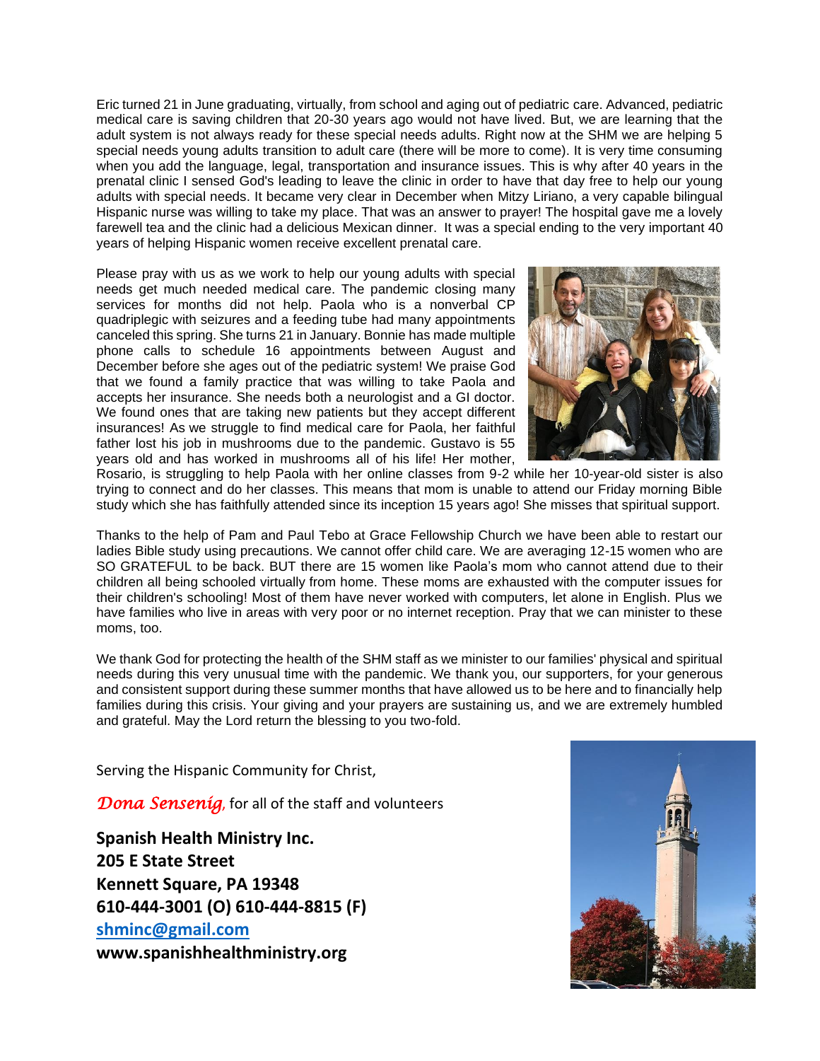Eric turned 21 in June graduating, virtually, from school and aging out of pediatric care. Advanced, pediatric medical care is saving children that 20-30 years ago would not have lived. But, we are learning that the adult system is not always ready for these special needs adults. Right now at the SHM we are helping 5 special needs young adults transition to adult care (there will be more to come). It is very time consuming when you add the language, legal, transportation and insurance issues. This is why after 40 years in the prenatal clinic I sensed God's leading to leave the clinic in order to have that day free to help our young adults with special needs. It became very clear in December when Mitzy Liriano, a very capable bilingual Hispanic nurse was willing to take my place. That was an answer to prayer! The hospital gave me a lovely farewell tea and the clinic had a delicious Mexican dinner. It was a special ending to the very important 40 years of helping Hispanic women receive excellent prenatal care.

Please pray with us as we work to help our young adults with special needs get much needed medical care. The pandemic closing many services for months did not help. Paola who is a nonverbal CP quadriplegic with seizures and a feeding tube had many appointments canceled this spring. She turns 21 in January. Bonnie has made multiple phone calls to schedule 16 appointments between August and December before she ages out of the pediatric system! We praise God that we found a family practice that was willing to take Paola and accepts her insurance. She needs both a neurologist and a GI doctor. We found ones that are taking new patients but they accept different insurances! As we struggle to find medical care for Paola, her faithful father lost his job in mushrooms due to the pandemic. Gustavo is 55 years old and has worked in mushrooms all of his life! Her mother, Rosario, is struggling to help Paola with her online classes from 9-2 while her 10-year-old sister is also trying to connect and do her classes. This means that mom is unable to attend our Friday morning Bible study which she has faithfully attended since its inception 15 years ago! She misses that spiritual support.

Thanks to the help of Pam and Paul Tebo at Grace Fellowship Church we have been able to restart our ladies Bible study using precautions. We cannot offer child care. We are averaging 12-15 women who are SO GRATEFUL to be back. BUT there are 15 women like Paola's mom who cannot attend due to their children all being schooled virtually from home. These moms are exhausted with the computer issues for their children's schooling! Most of them have never worked with computers, let alone in English. Plus we have families who live in areas with very poor or no internet reception. Pray that we can minister to these moms, too.

We thank God for protecting the health of the SHM staff as we minister to our families' physical and spiritual needs during this very unusual time with the pandemic. We thank you, our supporters, for your generous and consistent support during these summer months that have allowed us to be here and to financially help families during this crisis. Your giving and your prayers are sustaining us, and we are extremely humbled and grateful. May the Lord return the blessing to you two-fold.

Serving the Hispanic Community for Christ,

*Dona Sensenig*, for all of the staff and volunteers

**Spanish Health Ministry Inc.**
**205 E State Street**
**Kennett Square, PA 19348**
**610-444-3001 (O) 610-444-8815 (F)**
**shminc@gmail.com**
**www.spanishhealthministry.org**